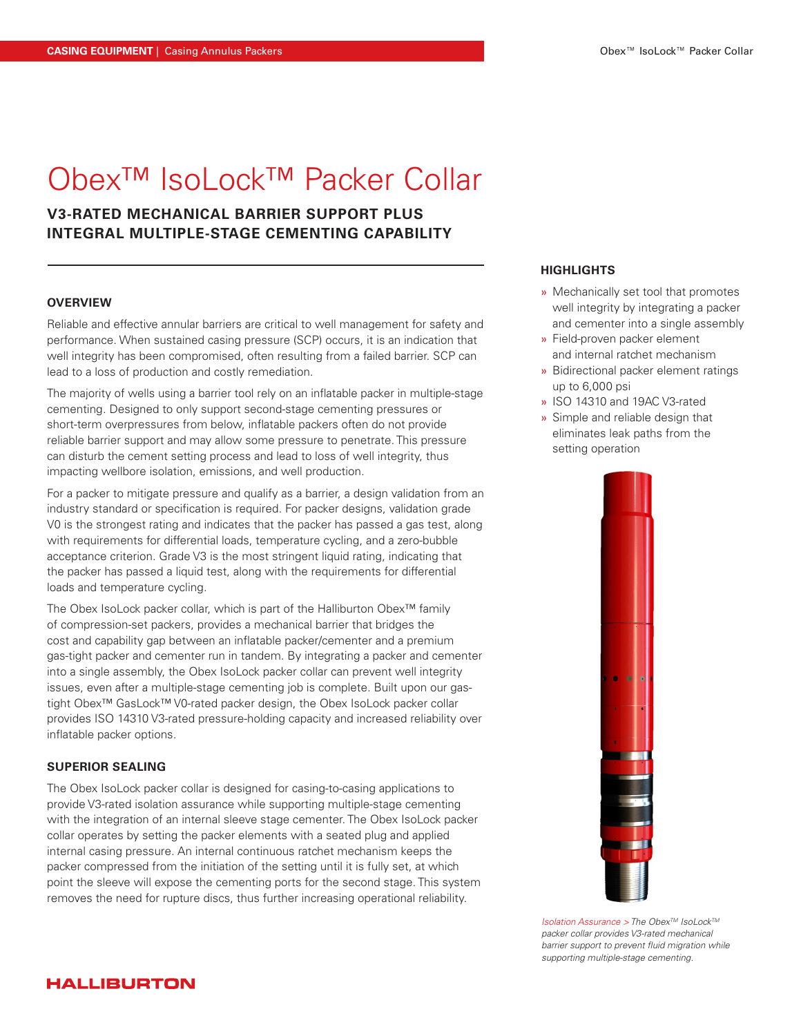# Obex™ IsoLock™ Packer Collar

## V3-RATED MECHANICAL BARRIER SUPPORT PLUS INTEGRAL MULTIPLE-STAGE CEMENTING CAPABILITY

### OVERVIEW

Reliable and effective annular barriers are critical to well management for safety and performance. When sustained casing pressure (SCP) occurs, it is an indication that well integrity has been compromised, often resulting from a failed barrier. SCP can lead to a loss of production and costly remediation.

The majority of wells using a barrier tool rely on an inflatable packer in multiple-stage cementing. Designed to only support second-stage cementing pressures or short-term overpressures from below, inflatable packers often do not provide reliable barrier support and may allow some pressure to penetrate. This pressure can disturb the cement setting process and lead to loss of well integrity, thus impacting wellbore isolation, emissions, and well production.

For a packer to mitigate pressure and qualify as a barrier, a design validation from an industry standard or specification is required. For packer designs, validation grade V0 is the strongest rating and indicates that the packer has passed a gas test, along with requirements for differential loads, temperature cycling, and a zero-bubble acceptance criterion. Grade V3 is the most stringent liquid rating, indicating that the packer has passed a liquid test, along with the requirements for differential loads and temperature cycling.

The Obex IsoLock packer collar, which is part of the Halliburton Obex™ family of compression-set packers, provides a mechanical barrier that bridges the cost and capability gap between an inflatable packer/cementer and a premium gas-tight packer and cementer run in tandem. By integrating a packer and cementer into a single assembly, the Obex IsoLock packer collar can prevent well integrity issues, even after a multiple-stage cementing job is complete. Built upon our gas-tight Obex™ GasLock™ V0-rated packer design, the Obex IsoLock packer collar provides ISO 14310 V3-rated pressure-holding capacity and increased reliability over inflatable packer options.

### SUPERIOR SEALING

The Obex IsoLock packer collar is designed for casing-to-casing applications to provide V3-rated isolation assurance while supporting multiple-stage cementing with the integration of an internal sleeve stage cementer. The Obex IsoLock packer collar operates by setting the packer elements with a seated plug and applied internal casing pressure. An internal continuous ratchet mechanism keeps the packer compressed from the initiation of the setting until it is fully set, at which point the sleeve will expose the cementing ports for the second stage. This system removes the need for rupture discs, thus further increasing operational reliability.

### HIGHLIGHTS

- Mechanically set tool that promotes well integrity by integrating a packer and cementer into a single assembly
- Field-proven packer element and internal ratchet mechanism
- Bidirectional packer element ratings up to 6,000 psi
- ISO 14310 and 19AC V3-rated
- Simple and reliable design that eliminates leak paths from the setting operation

*Isolation Assurance > The Obex™ IsoLock™ packer collar provides V3-rated mechanical barrier support to prevent fluid migration while supporting multiple-stage cementing.*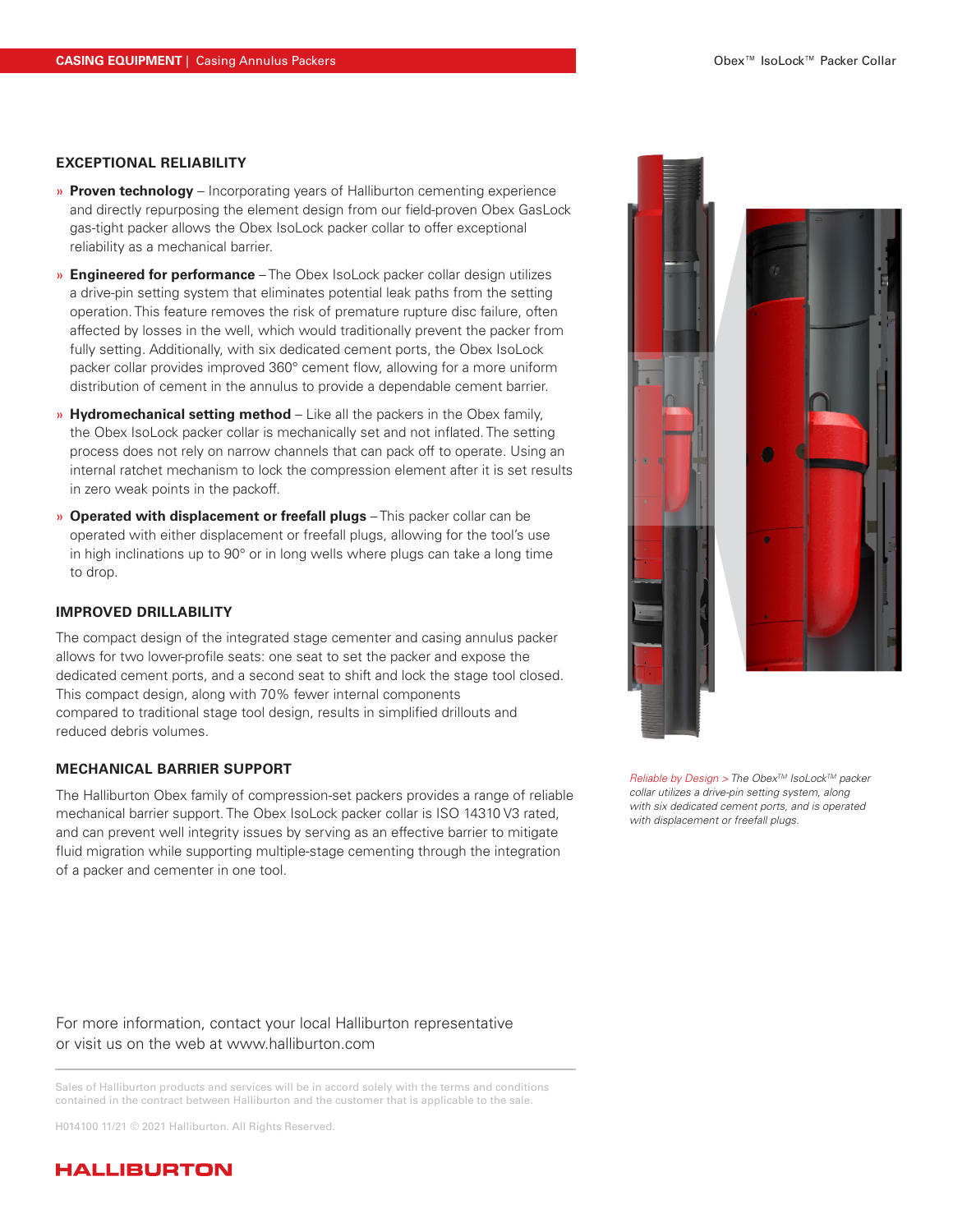## EXCEPTIONAL RELIABILITY

- **Proven technology** – Incorporating years of Halliburton cementing experience and directly repurposing the element design from our field-proven Obex GasLock gas-tight packer allows the Obex IsoLock packer collar to offer exceptional reliability as a mechanical barrier.
- **Engineered for performance** – The Obex IsoLock packer collar design utilizes a drive-pin setting system that eliminates potential leak paths from the setting operation. This feature removes the risk of premature rupture disc failure, often affected by losses in the well, which would traditionally prevent the packer from fully setting. Additionally, with six dedicated cement ports, the Obex IsoLock packer collar provides improved 360° cement flow, allowing for a more uniform distribution of cement in the annulus to provide a dependable cement barrier.
- **Hydromechanical setting method** – Like all the packers in the Obex family, the Obex IsoLock packer collar is mechanically set and not inflated. The setting process does not rely on narrow channels that can pack off to operate. Using an internal ratchet mechanism to lock the compression element after it is set results in zero weak points in the packoff.
- **Operated with displacement or freefall plugs** – This packer collar can be operated with either displacement or freefall plugs, allowing for the tool's use in high inclinations up to 90° or in long wells where plugs can take a long time to drop.

## IMPROVED DRILLABILITY

The compact design of the integrated stage cementer and casing annulus packer allows for two lower-profile seats: one seat to set the packer and expose the dedicated cement ports, and a second seat to shift and lock the stage tool closed. This compact design, along with 70% fewer internal components compared to traditional stage tool design, results in simplified drillouts and reduced debris volumes.

## MECHANICAL BARRIER SUPPORT

The Halliburton Obex family of compression-set packers provides a range of reliable mechanical barrier support. The Obex IsoLock packer collar is ISO 14310 V3 rated, and can prevent well integrity issues by serving as an effective barrier to mitigate fluid migration while supporting multiple-stage cementing through the integration of a packer and cementer in one tool.

*Reliable by Design > The Obex™ IsoLock™ packer collar utilizes a drive-pin setting system, along with six dedicated cement ports, and is operated with displacement or freefall plugs.*

For more information, contact your local Halliburton representative or visit us on the web at www.halliburton.com

Sales of Halliburton products and services will be in accord solely with the terms and conditions contained in the contract between Halliburton and the customer that is applicable to the sale.

H014100 11/21 © 2021 Halliburton. All Rights Reserved.

HALLIBURTON